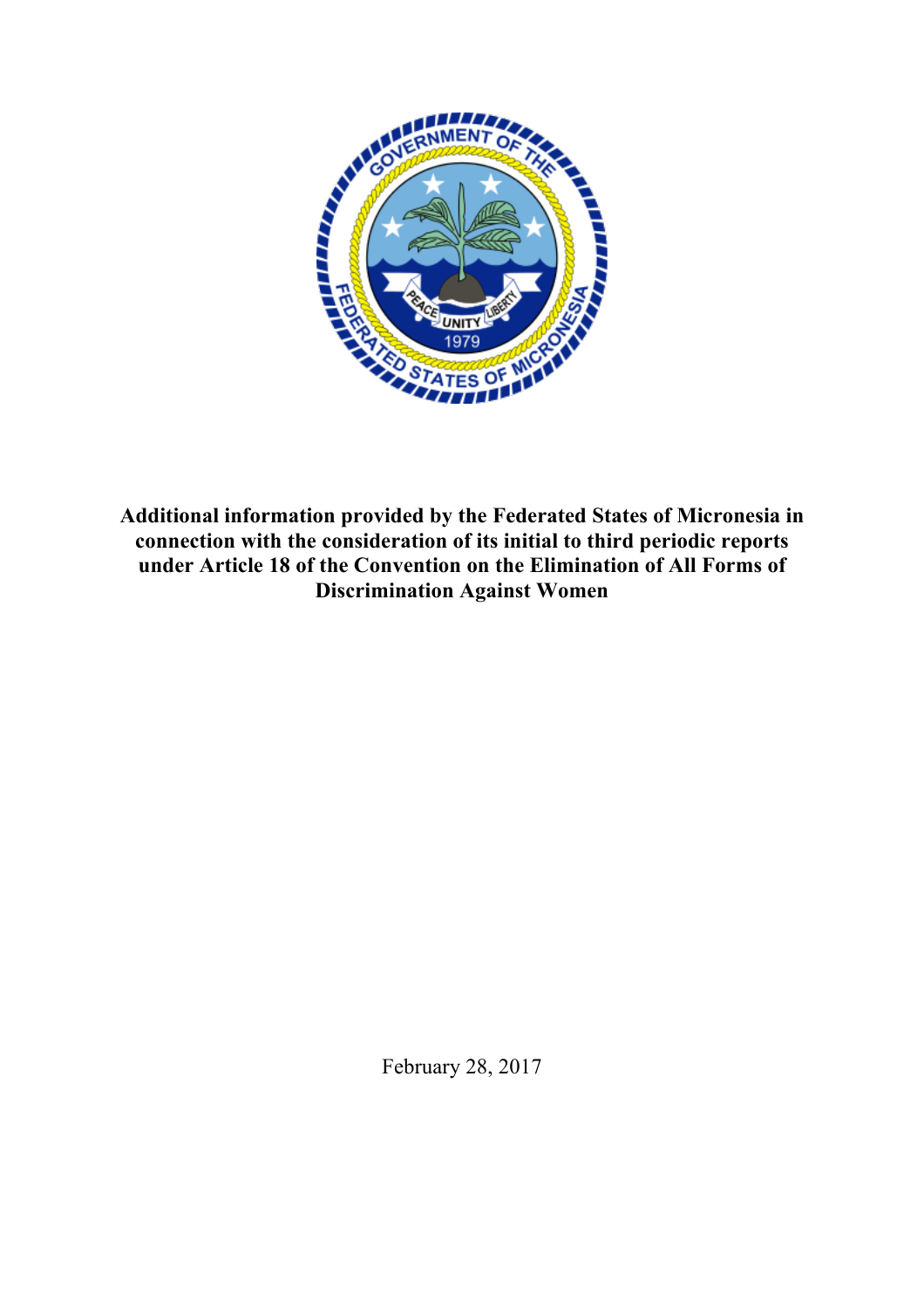**Additional information provided by the Federated States of Micronesia in connection with the consideration of its initial to third periodic reports under Article 18 of the Convention on the Elimination of All Forms of Discrimination Against Women**

February 28, 2017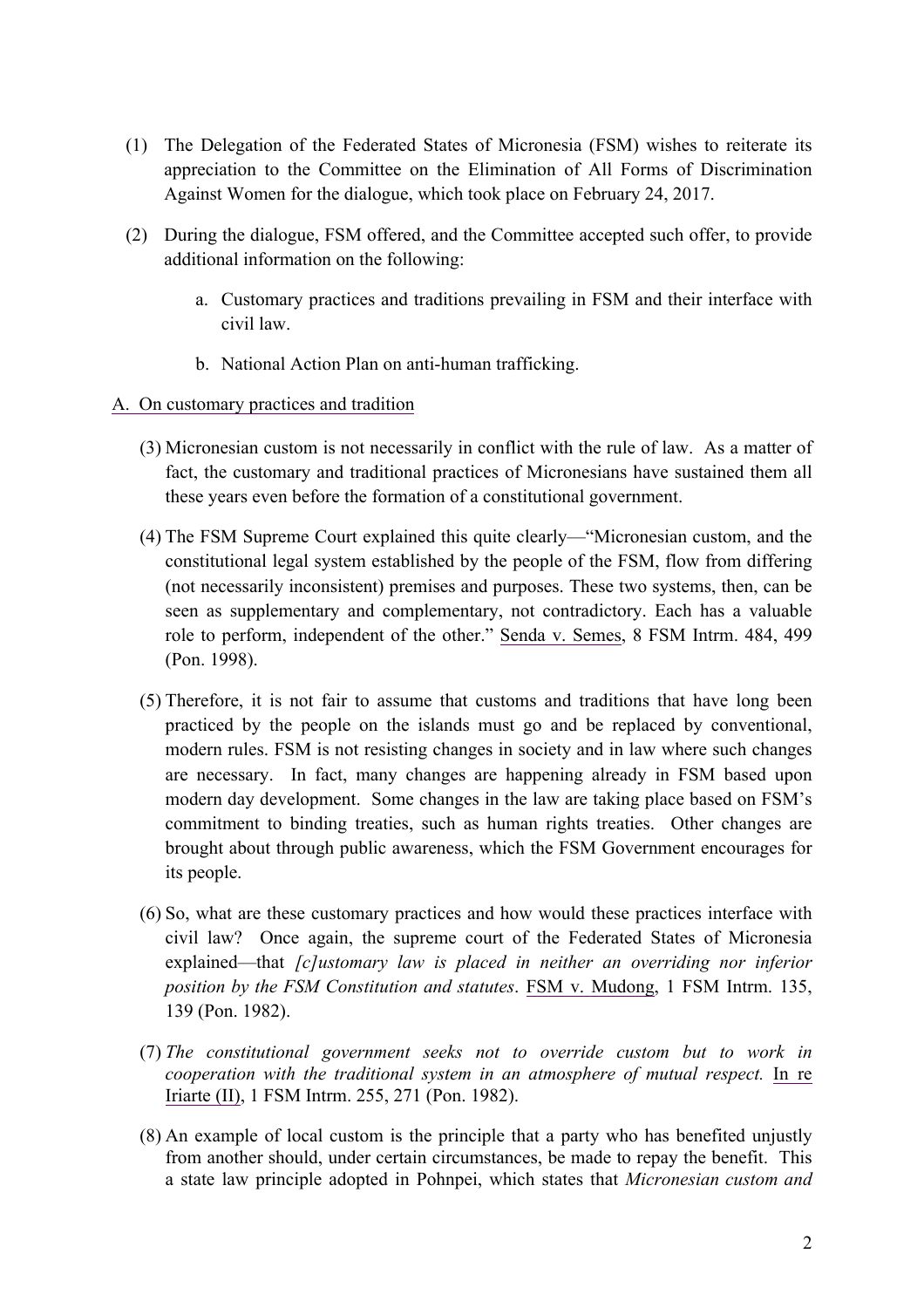(1) The Delegation of the Federated States of Micronesia (FSM) wishes to reiterate its appreciation to the Committee on the Elimination of All Forms of Discrimination Against Women for the dialogue, which took place on February 24, 2017.

(2) During the dialogue, FSM offered, and the Committee accepted such offer, to provide additional information on the following:

   a. Customary practices and traditions prevailing in FSM and their interface with civil law.

   b. National Action Plan on anti-human trafficking.

## A. On customary practices and tradition

(3) Micronesian custom is not necessarily in conflict with the rule of law. As a matter of fact, the customary and traditional practices of Micronesians have sustained them all these years even before the formation of a constitutional government.

(4) The FSM Supreme Court explained this quite clearly—"Micronesian custom, and the constitutional legal system established by the people of the FSM, flow from differing (not necessarily inconsistent) premises and purposes. These two systems, then, can be seen as supplementary and complementary, not contradictory. Each has a valuable role to perform, independent of the other." Senda v. Semes, 8 FSM Intrm. 484, 499 (Pon. 1998).

(5) Therefore, it is not fair to assume that customs and traditions that have long been practiced by the people on the islands must go and be replaced by conventional, modern rules. FSM is not resisting changes in society and in law where such changes are necessary. In fact, many changes are happening already in FSM based upon modern day development. Some changes in the law are taking place based on FSM's commitment to binding treaties, such as human rights treaties. Other changes are brought about through public awareness, which the FSM Government encourages for its people.

(6) So, what are these customary practices and how would these practices interface with civil law? Once again, the supreme court of the Federated States of Micronesia explained—that *[c]ustomary law is placed in neither an overriding nor inferior position by the FSM Constitution and statutes*. FSM v. Mudong, 1 FSM Intrm. 135, 139 (Pon. 1982).

(7) *The constitutional government seeks not to override custom but to work in cooperation with the traditional system in an atmosphere of mutual respect.* In re Iriarte (II), 1 FSM Intrm. 255, 271 (Pon. 1982).

(8) An example of local custom is the principle that a party who has benefited unjustly from another should, under certain circumstances, be made to repay the benefit. This a state law principle adopted in Pohnpei, which states that *Micronesian custom and*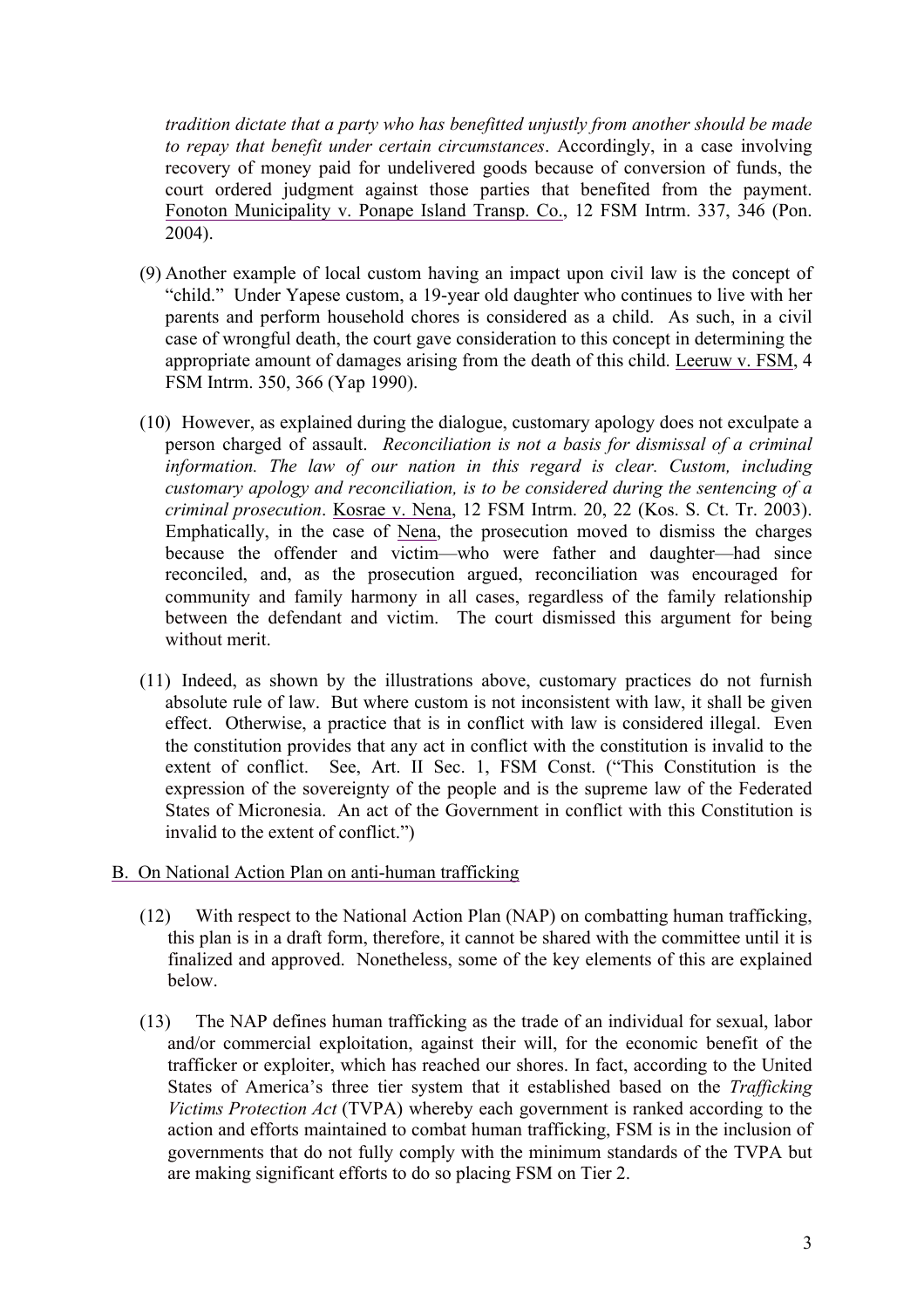*tradition dictate that a party who has benefitted unjustly from another should be made to repay that benefit under certain circumstances*. Accordingly, in a case involving recovery of money paid for undelivered goods because of conversion of funds, the court ordered judgment against those parties that benefited from the payment. Fonoton Municipality v. Ponape Island Transp. Co., 12 FSM Intrm. 337, 346 (Pon. 2004).

(9) Another example of local custom having an impact upon civil law is the concept of "child." Under Yapese custom, a 19-year old daughter who continues to live with her parents and perform household chores is considered as a child. As such, in a civil case of wrongful death, the court gave consideration to this concept in determining the appropriate amount of damages arising from the death of this child. Leeruw v. FSM, 4 FSM Intrm. 350, 366 (Yap 1990).

(10) However, as explained during the dialogue, customary apology does not exculpate a person charged of assault. *Reconciliation is not a basis for dismissal of a criminal information. The law of our nation in this regard is clear. Custom, including customary apology and reconciliation, is to be considered during the sentencing of a criminal prosecution*. Kosrae v. Nena, 12 FSM Intrm. 20, 22 (Kos. S. Ct. Tr. 2003). Emphatically, in the case of Nena, the prosecution moved to dismiss the charges because the offender and victim—who were father and daughter—had since reconciled, and, as the prosecution argued, reconciliation was encouraged for community and family harmony in all cases, regardless of the family relationship between the defendant and victim. The court dismissed this argument for being without merit.

(11) Indeed, as shown by the illustrations above, customary practices do not furnish absolute rule of law. But where custom is not inconsistent with law, it shall be given effect. Otherwise, a practice that is in conflict with law is considered illegal. Even the constitution provides that any act in conflict with the constitution is invalid to the extent of conflict. See, Art. II Sec. 1, FSM Const. ("This Constitution is the expression of the sovereignty of the people and is the supreme law of the Federated States of Micronesia. An act of the Government in conflict with this Constitution is invalid to the extent of conflict.")

## B. On National Action Plan on anti-human trafficking

(12) With respect to the National Action Plan (NAP) on combatting human trafficking, this plan is in a draft form, therefore, it cannot be shared with the committee until it is finalized and approved. Nonetheless, some of the key elements of this are explained below.

(13) The NAP defines human trafficking as the trade of an individual for sexual, labor and/or commercial exploitation, against their will, for the economic benefit of the trafficker or exploiter, which has reached our shores. In fact, according to the United States of America's three tier system that it established based on the *Trafficking Victims Protection Act* (TVPA) whereby each government is ranked according to the action and efforts maintained to combat human trafficking, FSM is in the inclusion of governments that do not fully comply with the minimum standards of the TVPA but are making significant efforts to do so placing FSM on Tier 2.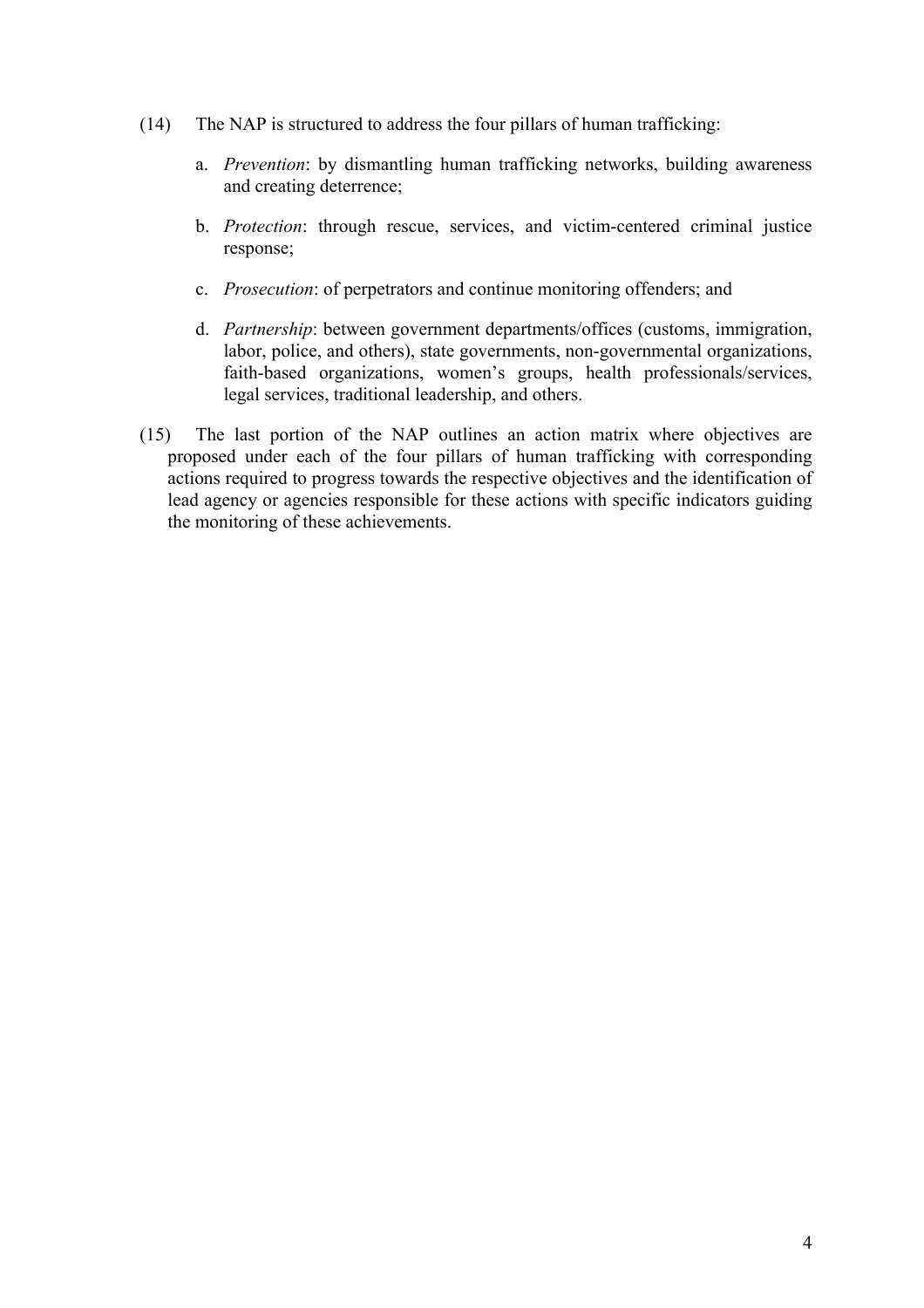(14) The NAP is structured to address the four pillars of human trafficking:

a. *Prevention*: by dismantling human trafficking networks, building awareness and creating deterrence;

b. *Protection*: through rescue, services, and victim-centered criminal justice response;

c. *Prosecution*: of perpetrators and continue monitoring offenders; and

d. *Partnership*: between government departments/offices (customs, immigration, labor, police, and others), state governments, non-governmental organizations, faith-based organizations, women's groups, health professionals/services, legal services, traditional leadership, and others.

(15) The last portion of the NAP outlines an action matrix where objectives are proposed under each of the four pillars of human trafficking with corresponding actions required to progress towards the respective objectives and the identification of lead agency or agencies responsible for these actions with specific indicators guiding the monitoring of these achievements.